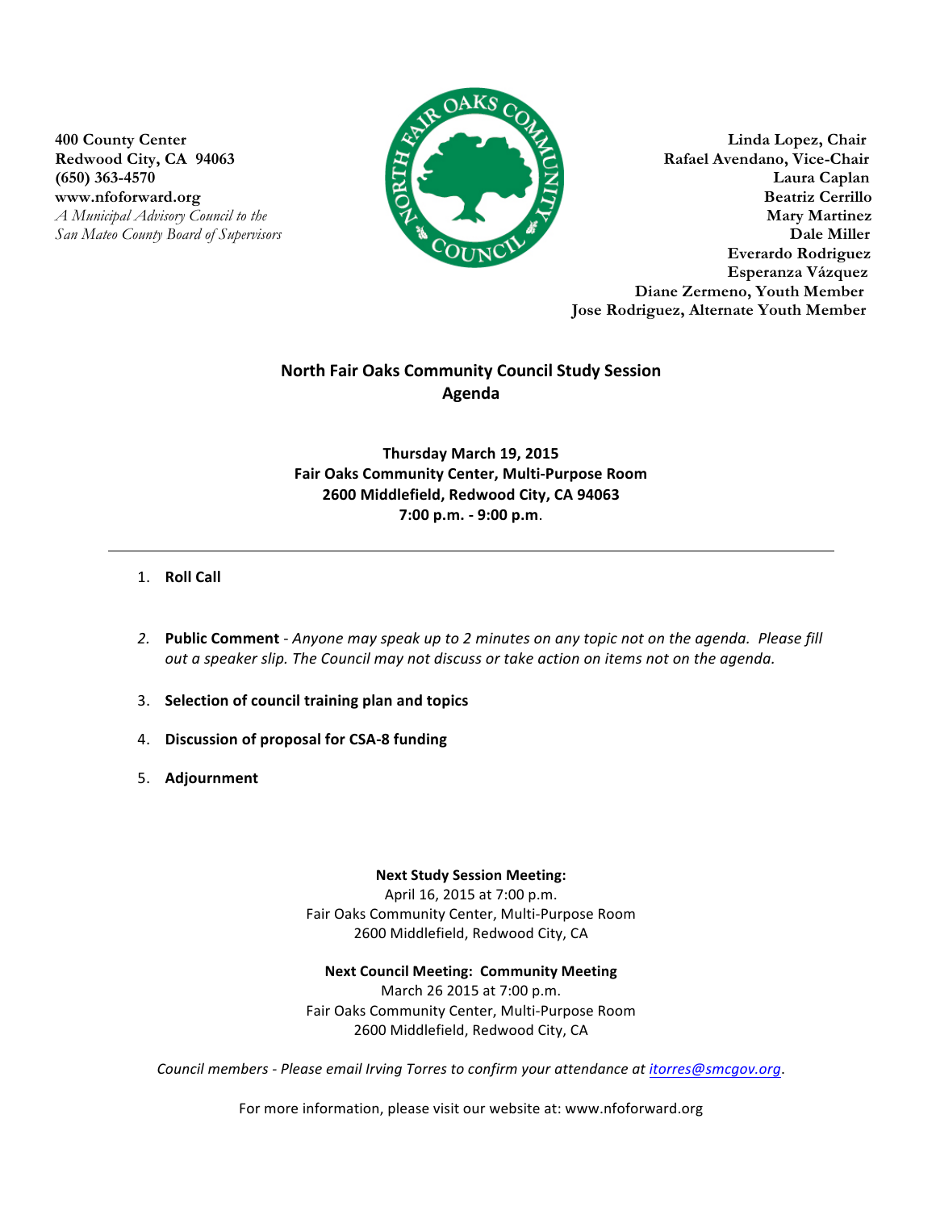400 County Center
Redwood City, CA 94063
(650) 363-4570
www.nfoforward.org
*A Municipal Advisory Council to the San Mateo County Board of Supervisors*

**Linda Lopez, Chair**
**Rafael Avendano, Vice-Chair**
**Laura Caplan**
**Beatriz Cerrillo**
**Mary Martinez**
**Dale Miller**
**Everardo Rodriguez**
**Esperanza Vázquez**
**Diane Zermeno, Youth Member**
**Jose Rodriguez, Alternate Youth Member**

# North Fair Oaks Community Council Study Session Agenda

**Thursday March 19, 2015**
**Fair Oaks Community Center, Multi-Purpose Room**
**2600 Middlefield, Redwood City, CA 94063**
**7:00 p.m. - 9:00 p.m.**

---

1. **Roll Call**
2. **Public Comment** - *Anyone may speak up to 2 minutes on any topic not on the agenda. Please fill out a speaker slip. The Council may not discuss or take action on items not on the agenda.*
3. **Selection of council training plan and topics**
4. **Discussion of proposal for CSA-8 funding**
5. **Adjournment**

**Next Study Session Meeting:**
April 16, 2015 at 7:00 p.m.
Fair Oaks Community Center, Multi-Purpose Room
2600 Middlefield, Redwood City, CA

**Next Council Meeting: Community Meeting**
March 26 2015 at 7:00 p.m.
Fair Oaks Community Center, Multi-Purpose Room
2600 Middlefield, Redwood City, CA

*Council members - Please email Irving Torres to confirm your attendance at itorres@smcgov.org.*

For more information, please visit our website at: www.nfoforward.org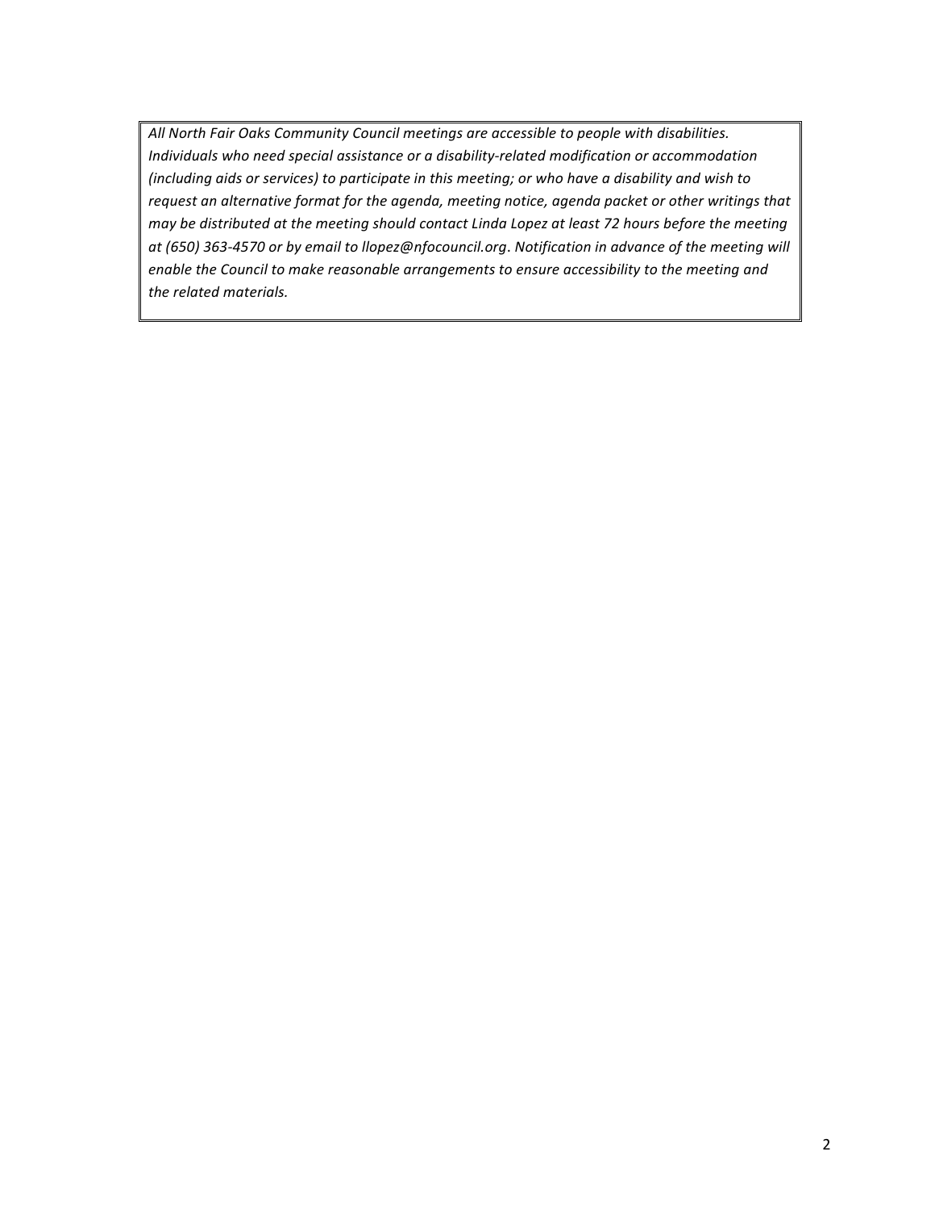*All North Fair Oaks Community Council meetings are accessible to people with disabilities. Individuals who need special assistance or a disability-related modification or accommodation (including aids or services) to participate in this meeting; or who have a disability and wish to request an alternative format for the agenda, meeting notice, agenda packet or other writings that may be distributed at the meeting should contact Linda Lopez at least 72 hours before the meeting at (650) 363-4570 or by email to llopez@nfocouncil.org. Notification in advance of the meeting will enable the Council to make reasonable arrangements to ensure accessibility to the meeting and the related materials.*